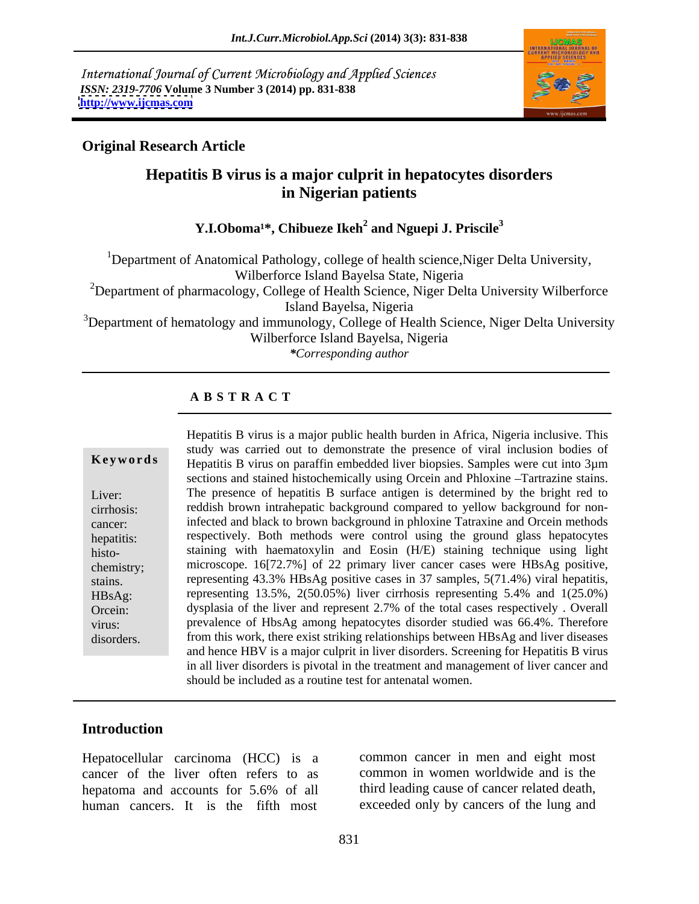International Journal of Current Microbiology and Applied Sciences
*ISSN: 2319-7706* **Volume 3 Number 3 (2014) pp. 831-838**
**http://www.ijcmas.com**

**Original Research Article**

# Hepatitis B virus is a major culprit in hepatocytes disorders in Nigerian patients

**Y.I.Oboma[1]*, Chibueze Ikeh[2] and Nguepi J. Priscile[3]**

[1]Department of Anatomical Pathology, college of health science,Niger Delta University, Wilberforce Island Bayelsa State, Nigeria
[2]Department of pharmacology, College of Health Science, Niger Delta University Wilberforce Island Bayelsa, Nigeria
[3]Department of hematology and immunology, College of Health Science, Niger Delta University Wilberforce Island Bayelsa, Nigeria
*\*Corresponding author*

## A B S T R A C T

**Keywords**

Liver: cirrhosis: cancer: hepatitis: histo-chemistry; stains. HBsAg: Orcein: virus: disorders.

Hepatitis B virus is a major public health burden in Africa, Nigeria inclusive. This study was carried out to demonstrate the presence of viral inclusion bodies of Hepatitis B virus on paraffin embedded liver biopsies. Samples were cut into 3µm sections and stained histochemically using Orcein and Phloxine –Tartrazine stains. The presence of hepatitis B surface antigen is determined by the bright red to reddish brown intrahepatic background compared to yellow background for non-infected and black to brown background in phloxine Tatraxine and Orcein methods respectively. Both methods were control using the ground glass hepatocytes staining with haematoxylin and Eosin (H/E) staining technique using light microscope. 16[72.7%] of 22 primary liver cancer cases were HBsAg positive, representing 43.3% HBsAg positive cases in 37 samples, 5(71.4%) viral hepatitis, representing 13.5%, 2(50.05%) liver cirrhosis representing 5.4% and 1(25.0%) dysplasia of the liver and represent 2.7% of the total cases respectively . Overall prevalence of HbsAg among hepatocytes disorder studied was 66.4%. Therefore from this work, there exist striking relationships between HBsAg and liver diseases and hence HBV is a major culprit in liver disorders. Screening for Hepatitis B virus in all liver disorders is pivotal in the treatment and management of liver cancer and should be included as a routine test for antenatal women.

## Introduction

Hepatocellular carcinoma (HCC) is a cancer of the liver often refers to as hepatoma and accounts for 5.6% of all human cancers. It is the fifth most common cancer in men and eight most common in women worldwide and is the third leading cause of cancer related death, exceeded only by cancers of the lung and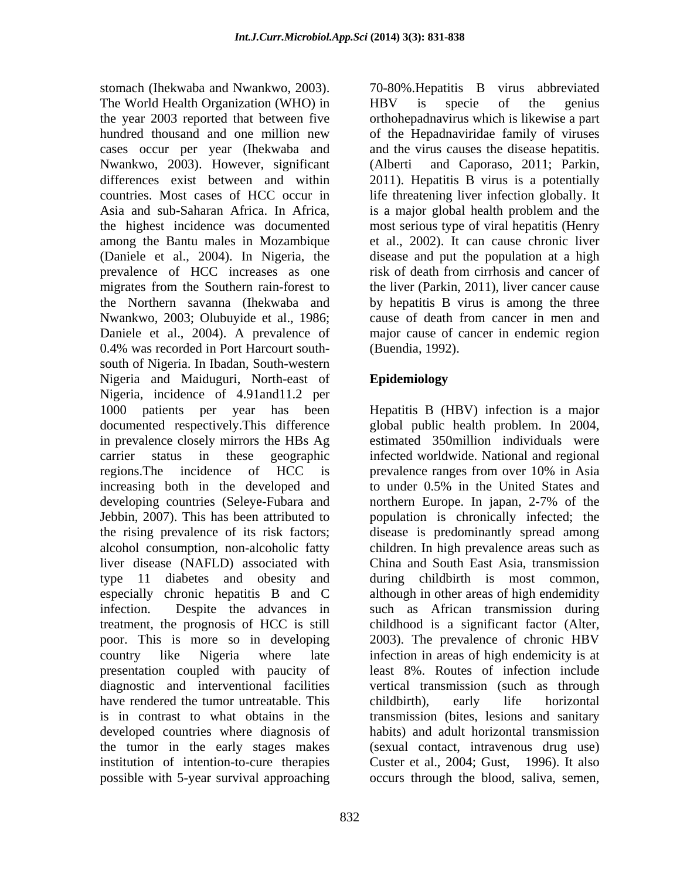stomach (Ihekwaba and Nwankwo, 2003). The World Health Organization (WHO) in the year 2003 reported that between five hundred thousand and one million new cases occur per year (Ihekwaba and Nwankwo, 2003). However, significant differences exist between and within countries. Most cases of HCC occur in Asia and sub-Saharan Africa. In Africa, the highest incidence was documented among the Bantu males in Mozambique (Daniele et al., 2004). In Nigeria, the prevalence of HCC increases as one migrates from the Southern rain-forest to the Northern savanna (Ihekwaba and Nwankwo, 2003; Olubuyide et al., 1986; Daniele et al., 2004). A prevalence of 0.4% was recorded in Port Harcourt south-south of Nigeria. In Ibadan, South-western Nigeria and Maiduguri, North-east of Nigeria, incidence of 4.91and11.2 per 1000 patients per year has been documented respectively.This difference in prevalence closely mirrors the HBs Ag carrier status in these geographic regions.The incidence of HCC is increasing both in the developed and developing countries (Seleye-Fubara and Jebbin, 2007). This has been attributed to the rising prevalence of its risk factors; alcohol consumption, non-alcoholic fatty liver disease (NAFLD) associated with type 11 diabetes and obesity and especially chronic hepatitis B and C infection. Despite the advances in treatment, the prognosis of HCC is still poor. This is more so in developing country like Nigeria where late presentation coupled with paucity of diagnostic and interventional facilities have rendered the tumor untreatable. This is in contrast to what obtains in the developed countries where diagnosis of the tumor in the early stages makes institution of intention-to-cure therapies possible with 5-year survival approaching 70-80%.Hepatitis B virus abbreviated HBV is specie of the genius orthohepadnavirus which is likewise a part of the Hepadnaviridae family of viruses and the virus causes the disease hepatitis. (Alberti and Caporaso, 2011; Parkin, 2011). Hepatitis B virus is a potentially life threatening liver infection globally. It is a major global health problem and the most serious type of viral hepatitis (Henry et al., 2002). It can cause chronic liver disease and put the population at a high risk of death from cirrhosis and cancer of the liver (Parkin, 2011), liver cancer cause by hepatitis B virus is among the three cause of death from cancer in men and major cause of cancer in endemic region (Buendia, 1992).

## Epidemiology

Hepatitis B (HBV) infection is a major global public health problem. In 2004, estimated 350million individuals were infected worldwide. National and regional prevalence ranges from over 10% in Asia to under 0.5% in the United States and northern Europe. In japan, 2-7% of the population is chronically infected; the disease is predominantly spread among children. In high prevalence areas such as China and South East Asia, transmission during childbirth is most common, although in other areas of high endemidity such as African transmission during childhood is a significant factor (Alter, 2003). The prevalence of chronic HBV infection in areas of high endemicity is at least 8%. Routes of infection include vertical transmission (such as through childbirth), early life horizontal transmission (bites, lesions and sanitary habits) and adult horizontal transmission (sexual contact, intravenous drug use) Custer et al., 2004; Gust, 1996). It also occurs through the blood, saliva, semen,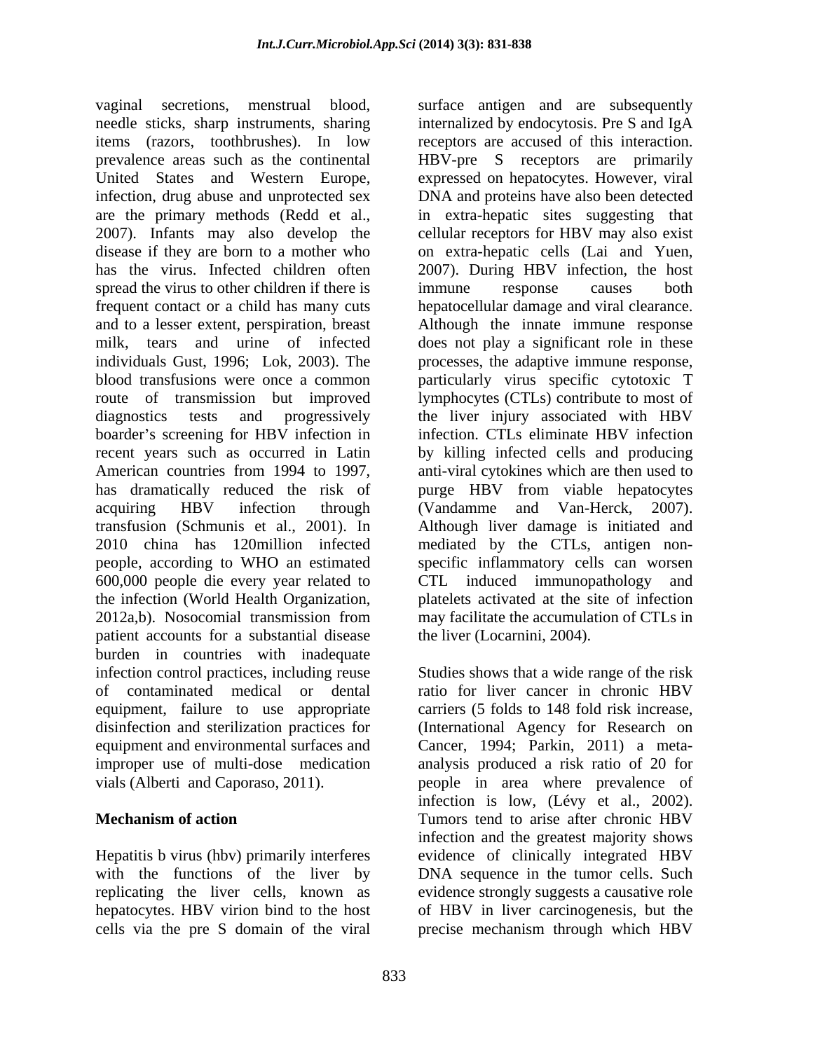vaginal secretions, menstrual blood, needle sticks, sharp instruments, sharing items (razors, toothbrushes). In low prevalence areas such as the continental United States and Western Europe, infection, drug abuse and unprotected sex are the primary methods (Redd et al., 2007). Infants may also develop the disease if they are born to a mother who has the virus. Infected children often spread the virus to other children if there is frequent contact or a child has many cuts and to a lesser extent, perspiration, breast milk, tears and urine of infected individuals Gust, 1996; Lok, 2003). The blood transfusions were once a common route of transmission but improved diagnostics tests and progressively boarder's screening for HBV infection in recent years such as occurred in Latin American countries from 1994 to 1997, has dramatically reduced the risk of acquiring HBV infection through transfusion (Schmunis et al., 2001). In 2010 china has 120million infected people, according to WHO an estimated 600,000 people die every year related to the infection (World Health Organization, 2012a,b). Nosocomial transmission from patient accounts for a substantial disease burden in countries with inadequate infection control practices, including reuse of contaminated medical or dental equipment, failure to use appropriate disinfection and sterilization practices for equipment and environmental surfaces and improper use of multi-dose medication vials (Alberti and Caporaso, 2011).

## Mechanism of action

Hepatitis b virus (hbv) primarily interferes with the functions of the liver by replicating the liver cells, known as hepatocytes. HBV virion bind to the host cells via the pre S domain of the viral surface antigen and are subsequently internalized by endocytosis. Pre S and IgA receptors are accused of this interaction. HBV-pre S receptors are primarily expressed on hepatocytes. However, viral DNA and proteins have also been detected in extra-hepatic sites suggesting that cellular receptors for HBV may also exist on extra-hepatic cells (Lai and Yuen, 2007). During HBV infection, the host immune response causes both hepatocellular damage and viral clearance. Although the innate immune response does not play a significant role in these processes, the adaptive immune response, particularly virus specific cytotoxic T lymphocytes (CTLs) contribute to most of the liver injury associated with HBV infection. CTLs eliminate HBV infection by killing infected cells and producing anti-viral cytokines which are then used to purge HBV from viable hepatocytes (Vandamme and Van-Herck, 2007). Although liver damage is initiated and mediated by the CTLs, antigen non-specific inflammatory cells can worsen CTL induced immunopathology and platelets activated at the site of infection may facilitate the accumulation of CTLs in the liver (Locarnini, 2004).

Studies shows that a wide range of the risk ratio for liver cancer in chronic HBV carriers (5 folds to 148 fold risk increase, (International Agency for Research on Cancer, 1994; Parkin, 2011) a meta-analysis produced a risk ratio of 20 for people in area where prevalence of infection is low, (Lévy et al., 2002). Tumors tend to arise after chronic HBV infection and the greatest majority shows evidence of clinically integrated HBV DNA sequence in the tumor cells. Such evidence strongly suggests a causative role of HBV in liver carcinogenesis, but the precise mechanism through which HBV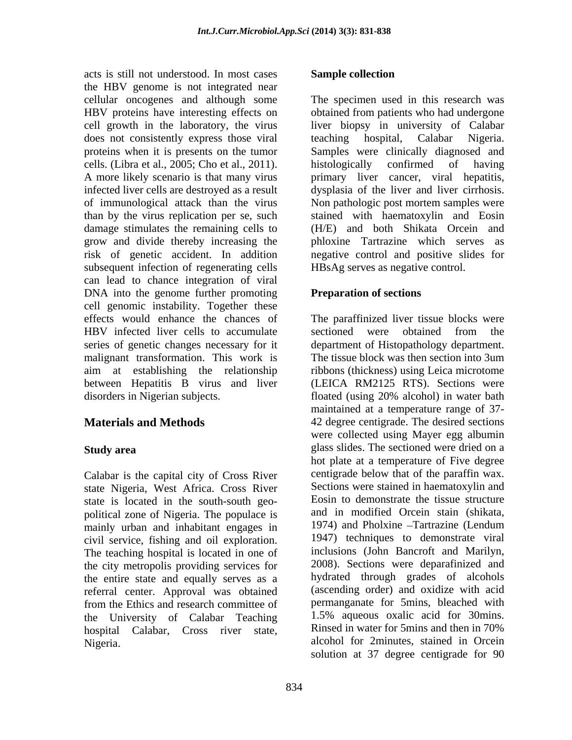acts is still not understood. In most cases the HBV genome is not integrated near cellular oncogenes and although some HBV proteins have interesting effects on cell growth in the laboratory, the virus does not consistently express those viral proteins when it is presents on the tumor cells. (Libra et al., 2005; Cho et al., 2011). A more likely scenario is that many virus infected liver cells are destroyed as a result of immunological attack than the virus than by the virus replication per se, such damage stimulates the remaining cells to grow and divide thereby increasing the risk of genetic accident. In addition subsequent infection of regenerating cells can lead to chance integration of viral DNA into the genome further promoting cell genomic instability. Together these effects would enhance the chances of HBV infected liver cells to accumulate series of genetic changes necessary for it malignant transformation. This work is aim at establishing the relationship between Hepatitis B virus and liver disorders in Nigerian subjects.

## Materials and Methods

### Study area

Calabar is the capital city of Cross River state Nigeria, West Africa. Cross River state is located in the south-south geo-political zone of Nigeria. The populace is mainly urban and inhabitant engages in civil service, fishing and oil exploration. The teaching hospital is located in one of the city metropolis providing services for the entire state and equally serves as a referral center. Approval was obtained from the Ethics and research committee of the University of Calabar Teaching hospital Calabar, Cross river state, Nigeria.

### Sample collection

The specimen used in this research was obtained from patients who had undergone liver biopsy in university of Calabar teaching hospital, Calabar Nigeria. Samples were clinically diagnosed and histologically confirmed of having primary liver cancer, viral hepatitis, dysplasia of the liver and liver cirrhosis. Non pathologic post mortem samples were stained with haematoxylin and Eosin (H/E) and both Shikata Orcein and phloxine Tartrazine which serves as negative control and positive slides for HBsAg serves as negative control.

### Preparation of sections

The paraffinized liver tissue blocks were sectioned were obtained from the department of Histopathology department. The tissue block was then section into 3um ribbons (thickness) using Leica microtome (LEICA RM2125 RTS). Sections were floated (using 20% alcohol) in water bath maintained at a temperature range of 37-42 degree centigrade. The desired sections were collected using Mayer egg albumin glass slides. The sectioned were dried on a hot plate at a temperature of Five degree centigrade below that of the paraffin wax. Sections were stained in haematoxylin and Eosin to demonstrate the tissue structure and in modified Orcein stain (shikata, 1974) and Pholxine –Tartrazine (Lendum 1947) techniques to demonstrate viral inclusions (John Bancroft and Marilyn, 2008). Sections were deparafinized and hydrated through grades of alcohols (ascending order) and oxidize with acid permanganate for 5mins, bleached with 1.5% aqueous oxalic acid for 30mins. Rinsed in water for 5mins and then in 70% alcohol for 2minutes, stained in Orcein solution at 37 degree centigrade for 90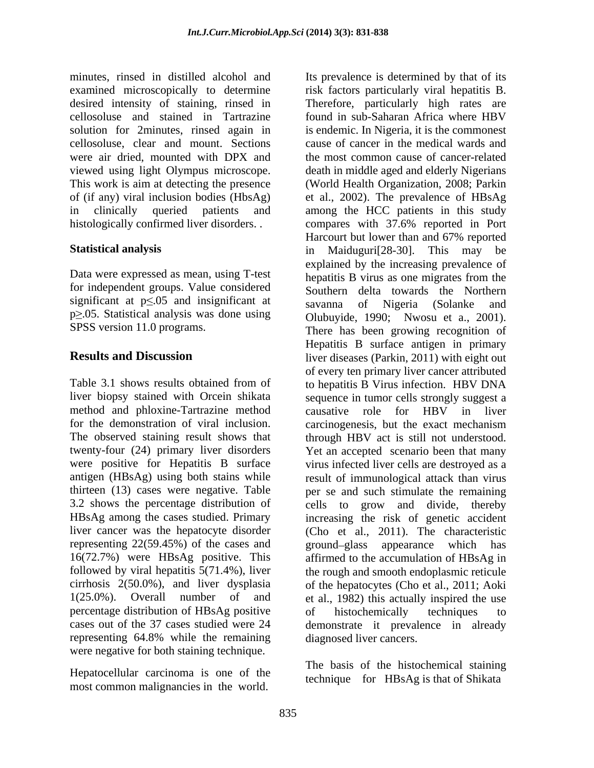minutes, rinsed in distilled alcohol and examined microscopically to determine desired intensity of staining, rinsed in cellosoluse and stained in Tartrazine solution for 2minutes, rinsed again in cellosoluse, clear and mount. Sections were air dried, mounted with DPX and viewed using light Olympus microscope. This work is aim at detecting the presence of (if any) viral inclusion bodies (HbsAg) in clinically queried patients and histologically confirmed liver disorders. .

## Statistical analysis

Data were expressed as mean, using T-test for independent groups. Value considered significant at p≤.05 and insignificant at p≥.05. Statistical analysis was done using SPSS version 11.0 programs.

## Results and Discussion

Table 3.1 shows results obtained from of liver biopsy stained with Orcein shikata method and phloxine-Tartrazine method for the demonstration of viral inclusion. The observed staining result shows that twenty-four (24) primary liver disorders were positive for Hepatitis B surface antigen (HBsAg) using both stains while thirteen (13) cases were negative. Table 3.2 shows the percentage distribution of HBsAg among the cases studied. Primary liver cancer was the hepatocyte disorder representing 22(59.45%) of the cases and 16(72.7%) were HBsAg positive. This followed by viral hepatitis 5(71.4%), liver cirrhosis 2(50.0%), and liver dysplasia 1(25.0%). Overall number of and percentage distribution of HBsAg positive cases out of the 37 cases studied were 24 representing 64.8% while the remaining were negative for both staining technique.

Hepatocellular carcinoma is one of the most common malignancies in the world. Its prevalence is determined by that of its risk factors particularly viral hepatitis B. Therefore, particularly high rates are found in sub-Saharan Africa where HBV is endemic. In Nigeria, it is the commonest cause of cancer in the medical wards and the most common cause of cancer-related death in middle aged and elderly Nigerians (World Health Organization, 2008; Parkin et al., 2002). The prevalence of HBsAg among the HCC patients in this study compares with 37.6% reported in Port Harcourt but lower than and 67% reported in Maiduguri[28-30]. This may be explained by the increasing prevalence of hepatitis B virus as one migrates from the Southern delta towards the Northern savanna of Nigeria (Solanke and Olubuyide, 1990; Nwosu et a., 2001). There has been growing recognition of Hepatitis B surface antigen in primary liver diseases (Parkin, 2011) with eight out of every ten primary liver cancer attributed to hepatitis B Virus infection. HBV DNA sequence in tumor cells strongly suggest a causative role for HBV in liver carcinogenesis, but the exact mechanism through HBV act is still not understood. Yet an accepted scenario been that many virus infected liver cells are destroyed as a result of immunological attack than virus per se and such stimulate the remaining cells to grow and divide, thereby increasing the risk of genetic accident (Cho et al., 2011). The characteristic ground–glass appearance which has affirmed to the accumulation of HBsAg in the rough and smooth endoplasmic reticule of the hepatocytes (Cho et al., 2011; Aoki et al., 1982) this actually inspired the use of histochemically techniques to demonstrate it prevalence in already diagnosed liver cancers.

The basis of the histochemical staining technique for HBsAg is that of Shikata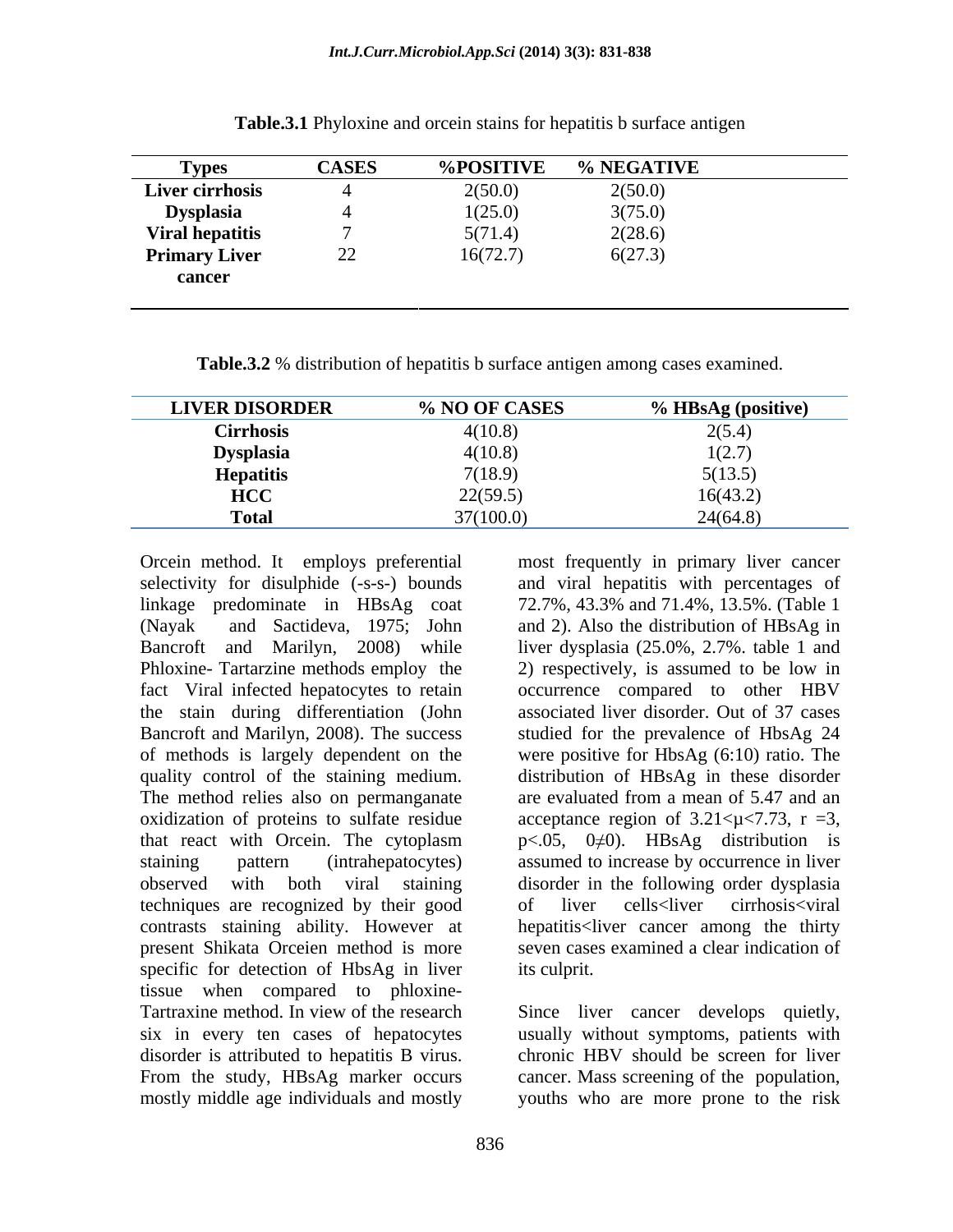**Table.3.1** Phyloxine and orcein stains for hepatitis b surface antigen

| Types | CASES | %POSITIVE | % NEGATIVE |
|---|---|---|---|
| **Liver cirrhosis** | 4 | 2(50.0) | 2(50.0) |
| **Dysplasia** | 4 | 1(25.0) | 3(75.0) |
| **Viral hepatitis** | 7 | 5(71.4) | 2(28.6) |
| **Primary Liver cancer** | 22 | 16(72.7) | 6(27.3) |

**Table.3.2** % distribution of hepatitis b surface antigen among cases examined.

| LIVER DISORDER | % NO OF CASES | % HBsAg (positive) |
|---|---|---|
| **Cirrhosis** | 4(10.8) | 2(5.4) |
| **Dysplasia** | 4(10.8) | 1(2.7) |
| **Hepatitis** | 7(18.9) | 5(13.5) |
| **HCC** | 22(59.5) | 16(43.2) |
| **Total** | 37(100.0) | 24(64.8) |

Orcein method. It employs preferential selectivity for disulphide (-s-s-) bounds linkage predominate in HBsAg coat (Nayak and Sactideva, 1975; John Bancroft and Marilyn, 2008) while Phloxine- Tartarzine methods employ the fact Viral infected hepatocytes to retain the stain during differentiation (John Bancroft and Marilyn, 2008). The success of methods is largely dependent on the quality control of the staining medium. The method relies also on permanganate oxidization of proteins to sulfate residue that react with Orcein. The cytoplasm staining pattern (intrahepatocytes) observed with both viral staining techniques are recognized by their good contrasts staining ability. However at present Shikata Orceien method is more specific for detection of HbsAg in liver tissue when compared to phloxine-Tartraxine method. In view of the research six in every ten cases of hepatocytes disorder is attributed to hepatitis B virus. From the study, HBsAg marker occurs mostly middle age individuals and mostly most frequently in primary liver cancer and viral hepatitis with percentages of 72.7%, 43.3% and 71.4%, 13.5%. (Table 1 and 2). Also the distribution of HBsAg in liver dysplasia (25.0%, 2.7%. table 1 and 2) respectively, is assumed to be low in occurrence compared to other HBV associated liver disorder. Out of 37 cases studied for the prevalence of HbsAg 24 were positive for HbsAg (6:10) ratio. The distribution of HBsAg in these disorder are evaluated from a mean of 5.47 and an acceptance region of $3.21<\mu<7.73$, $r=3$, $p<.05$, $0\neq0$). HBsAg distribution is assumed to increase by occurrence in liver disorder in the following order dysplasia of liver cells<liver cirrhosis<viral hepatitis<liver cancer among the thirty seven cases examined a clear indication of its culprit.

Since liver cancer develops quietly, usually without symptoms, patients with chronic HBV should be screen for liver cancer. Mass screening of the population, youths who are more prone to the risk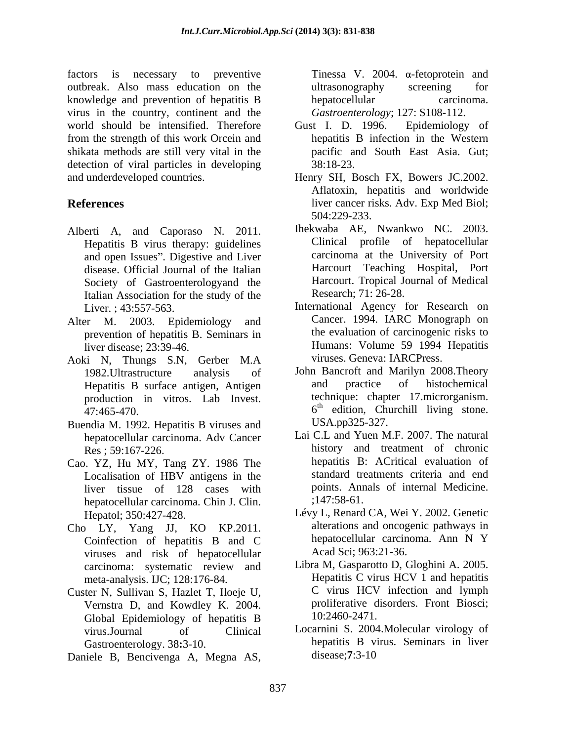factors is necessary to preventive outbreak. Also mass education on the knowledge and prevention of hepatitis B virus in the country, continent and the world should be intensified. Therefore from the strength of this work Orcein and shikata methods are still very vital in the detection of viral particles in developing and underdeveloped countries.

## References

Alberti A, and Caporaso N. 2011. Hepatitis B virus therapy: guidelines and open Issues". Digestive and Liver disease. Official Journal of the Italian Society of Gastroenterologyand the Italian Association for the study of the Liver. ; 43:557-563.

Alter M. 2003. Epidemiology and prevention of hepatitis B. Seminars in liver disease; 23:39-46.

Aoki N, Thungs S.N, Gerber M.A 1982.Ultrastructure analysis of Hepatitis B surface antigen, Antigen production in vitros. Lab Invest. 47:465-470.

Buendia M. 1992. Hepatitis B viruses and hepatocellular carcinoma. Adv Cancer Res ; 59:167-226.

Cao. YZ, Hu MY, Tang ZY. 1986 The Localisation of HBV antigens in the liver tissue of 128 cases with hepatocellular carcinoma. Chin J. Clin. Hepatol; 350:427-428.

Cho LY, Yang JJ, KO KP.2011. Coinfection of hepatitis B and C viruses and risk of hepatocellular carcinoma: systematic review and meta-analysis. IJC; 128:176-84.

Custer N, Sullivan S, Hazlet T, Iloeje U, Vernstra D, and Kowdley K. 2004. Global Epidemiology of hepatitis B virus.Journal of Clinical Gastroenterology. 38**:**3-10.

Daniele B, Bencivenga A, Megna AS, Tinessa V. 2004. α-fetoprotein and ultrasonography screening for hepatocellular carcinoma. *Gastroenterology*; 127: S108-112.

Gust I. D. 1996. Epidemiology of hepatitis B infection in the Western pacific and South East Asia. Gut; 38:18-23.

Henry SH, Bosch FX, Bowers JC.2002. Aflatoxin, hepatitis and worldwide liver cancer risks. Adv. Exp Med Biol; 504:229-233.

Ihekwaba AE, Nwankwo NC. 2003. Clinical profile of hepatocellular carcinoma at the University of Port Harcourt Teaching Hospital, Port Harcourt. Tropical Journal of Medical Research; 71: 26-28.

International Agency for Research on Cancer. 1994. IARC Monograph on the evaluation of carcinogenic risks to Humans: Volume 59 1994 Hepatitis viruses. Geneva: IARCPress.

John Bancroft and Marilyn 2008.Theory and practice of histochemical technique: chapter 17.microrganism. 6th edition, Churchill living stone. USA.pp325-327.

Lai C.L and Yuen M.F. 2007. The natural history and treatment of chronic hepatitis B: ACritical evaluation of standard treatments criteria and end points. Annals of internal Medicine. ;147:58-61.

Lévy L, Renard CA, Wei Y. 2002. Genetic alterations and oncogenic pathways in hepatocellular carcinoma. Ann N Y Acad Sci; 963:21-36.

Libra M, Gasparotto D, Gloghini A. 2005. Hepatitis C virus HCV 1 and hepatitis C virus HCV infection and lymph proliferative disorders. Front Biosci; 10:2460-2471.

Locarnini S. 2004.Molecular virology of hepatitis B virus. Seminars in liver disease;**7**:3-10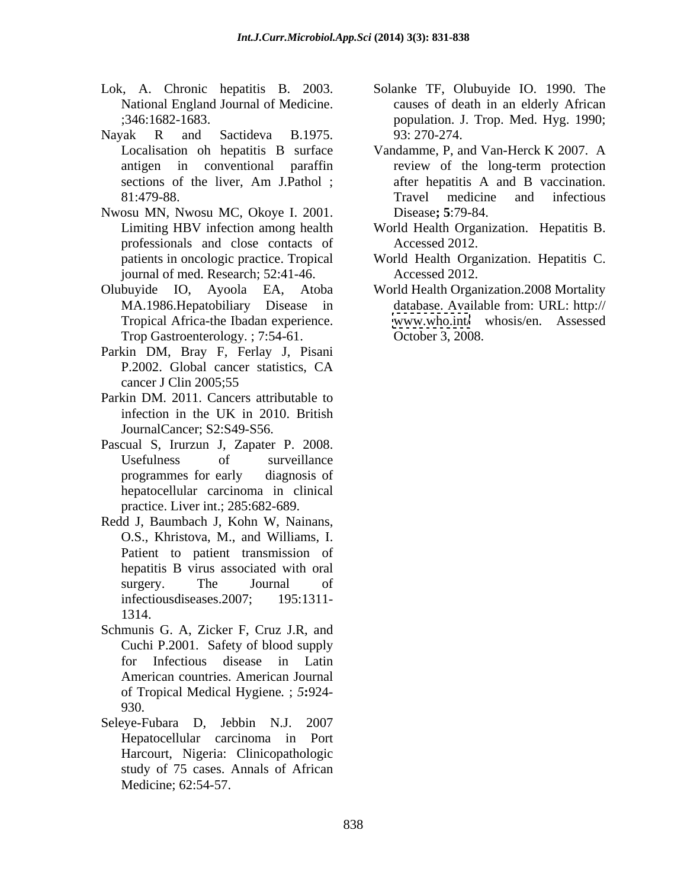Lok, A. Chronic hepatitis B. 2003. National England Journal of Medicine. ;346:1682-1683.

Nayak R and Sactideva B.1975. Localisation oh hepatitis B surface antigen in conventional paraffin sections of the liver, Am J.Pathol ; 81:479-88.

Nwosu MN, Nwosu MC, Okoye I. 2001. Limiting HBV infection among health professionals and close contacts of patients in oncologic practice. Tropical journal of med. Research; 52:41-46.

Olubuyide IO, Ayoola EA, Atoba MA.1986.Hepatobiliary Disease in Tropical Africa-the Ibadan experience. Trop Gastroenterology. ; 7:54-61.

Parkin DM, Bray F, Ferlay J, Pisani P.2002. Global cancer statistics, CA cancer J Clin 2005;55

Parkin DM. 2011. Cancers attributable to infection in the UK in 2010. British JournalCancer; S2:S49-S56.

Pascual S, Irurzun J, Zapater P. 2008. Usefulness of surveillance programmes for early diagnosis of hepatocellular carcinoma in clinical practice. Liver int.; 285:682-689.

Redd J, Baumbach J, Kohn W, Nainans, O.S., Khristova, M., and Williams, I. Patient to patient transmission of hepatitis B virus associated with oral surgery. The Journal of infectiousdiseases.2007; 195:1311-1314.

Schmunis G. A, Zicker F, Cruz J.R, and Cuchi P.2001. Safety of blood supply for Infectious disease in Latin American countries. American Journal of Tropical Medical Hygiene. ; *5***:**924-930.

Seleye-Fubara D, Jebbin N.J. 2007 Hepatocellular carcinoma in Port Harcourt, Nigeria: Clinicopathologic study of 75 cases. Annals of African Medicine; 62:54-57.

Solanke TF, Olubuyide IO. 1990. The causes of death in an elderly African population. J. Trop. Med. Hyg. 1990; 93: 270-274.

Vandamme, P, and Van-Herck K 2007. A review of the long-term protection after hepatitis A and B vaccination. Travel medicine and infectious Disease**; 5**:79-84.

World Health Organization. Hepatitis B. Accessed 2012.

World Health Organization. Hepatitis C. Accessed 2012.

World Health Organization.2008 Mortality database. Available from: URL: http:// www.who.int/ whosis/en. Assessed October 3, 2008.